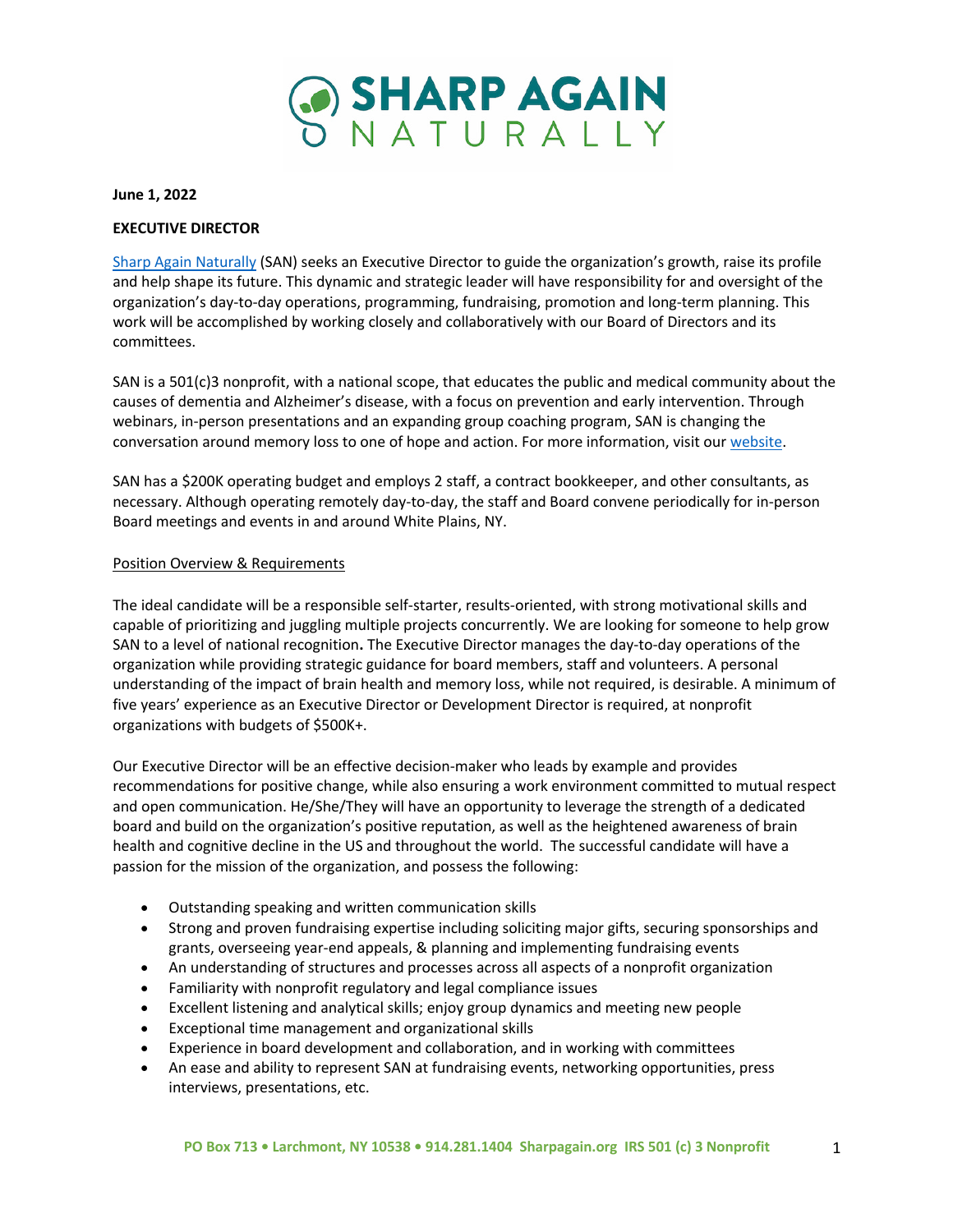# SHARP AGAIN NATURALLY

**June 1, 2022**

**EXECUTIVE DIRECTOR**

Sharp Again Naturally (SAN) seeks an Executive Director to guide the organization's growth, raise its profile and help shape its future. This dynamic and strategic leader will have responsibility for and oversight of the organization's day-to-day operations, programming, fundraising, promotion and long-term planning. This work will be accomplished by working closely and collaboratively with our Board of Directors and its committees.

SAN is a 501(c)3 nonprofit, with a national scope, that educates the public and medical community about the causes of dementia and Alzheimer's disease, with a focus on prevention and early intervention. Through webinars, in-person presentations and an expanding group coaching program, SAN is changing the conversation around memory loss to one of hope and action. For more information, visit our website.

SAN has a $200K operating budget and employs 2 staff, a contract bookkeeper, and other consultants, as necessary. Although operating remotely day-to-day, the staff and Board convene periodically for in-person Board meetings and events in and around White Plains, NY.

## Position Overview & Requirements

The ideal candidate will be a responsible self-starter, results-oriented, with strong motivational skills and capable of prioritizing and juggling multiple projects concurrently. We are looking for someone to help grow SAN to a level of national recognition**.** The Executive Director manages the day-to-day operations of the organization while providing strategic guidance for board members, staff and volunteers. A personal understanding of the impact of brain health and memory loss, while not required, is desirable. A minimum of five years' experience as an Executive Director or Development Director is required, at nonprofit organizations with budgets of $500K+.

Our Executive Director will be an effective decision-maker who leads by example and provides recommendations for positive change, while also ensuring a work environment committed to mutual respect and open communication. He/She/They will have an opportunity to leverage the strength of a dedicated board and build on the organization's positive reputation, as well as the heightened awareness of brain health and cognitive decline in the US and throughout the world. The successful candidate will have a passion for the mission of the organization, and possess the following:

- Outstanding speaking and written communication skills
- Strong and proven fundraising expertise including soliciting major gifts, securing sponsorships and grants, overseeing year-end appeals, & planning and implementing fundraising events
- An understanding of structures and processes across all aspects of a nonprofit organization
- Familiarity with nonprofit regulatory and legal compliance issues
- Excellent listening and analytical skills; enjoy group dynamics and meeting new people
- Exceptional time management and organizational skills
- Experience in board development and collaboration, and in working with committees
- An ease and ability to represent SAN at fundraising events, networking opportunities, press interviews, presentations, etc.

PO Box 713 • Larchmont, NY 10538 • 914.281.1404 Sharpagain.org IRS 501 (c) 3 Nonprofit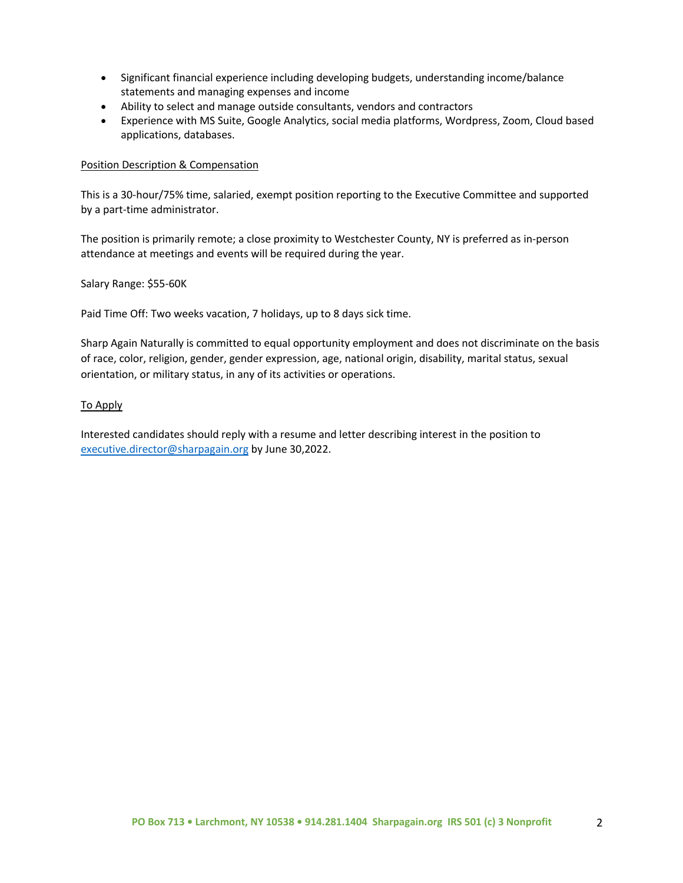- Significant financial experience including developing budgets, understanding income/balance statements and managing expenses and income
- Ability to select and manage outside consultants, vendors and contractors
- Experience with MS Suite, Google Analytics, social media platforms, Wordpress, Zoom, Cloud based applications, databases.

Position Description & Compensation

This is a 30-hour/75% time, salaried, exempt position reporting to the Executive Committee and supported by a part-time administrator.

The position is primarily remote; a close proximity to Westchester County, NY is preferred as in-person attendance at meetings and events will be required during the year.

Salary Range: $55-60K

Paid Time Off: Two weeks vacation, 7 holidays, up to 8 days sick time.

Sharp Again Naturally is committed to equal opportunity employment and does not discriminate on the basis of race, color, religion, gender, gender expression, age, national origin, disability, marital status, sexual orientation, or military status, in any of its activities or operations.

To Apply

Interested candidates should reply with a resume and letter describing interest in the position to executive.director@sharpagain.org by June 30,2022.

**PO Box 713 • Larchmont, NY 10538 • 914.281.1404 Sharpagain.org IRS 501 (c) 3 Nonprofit**